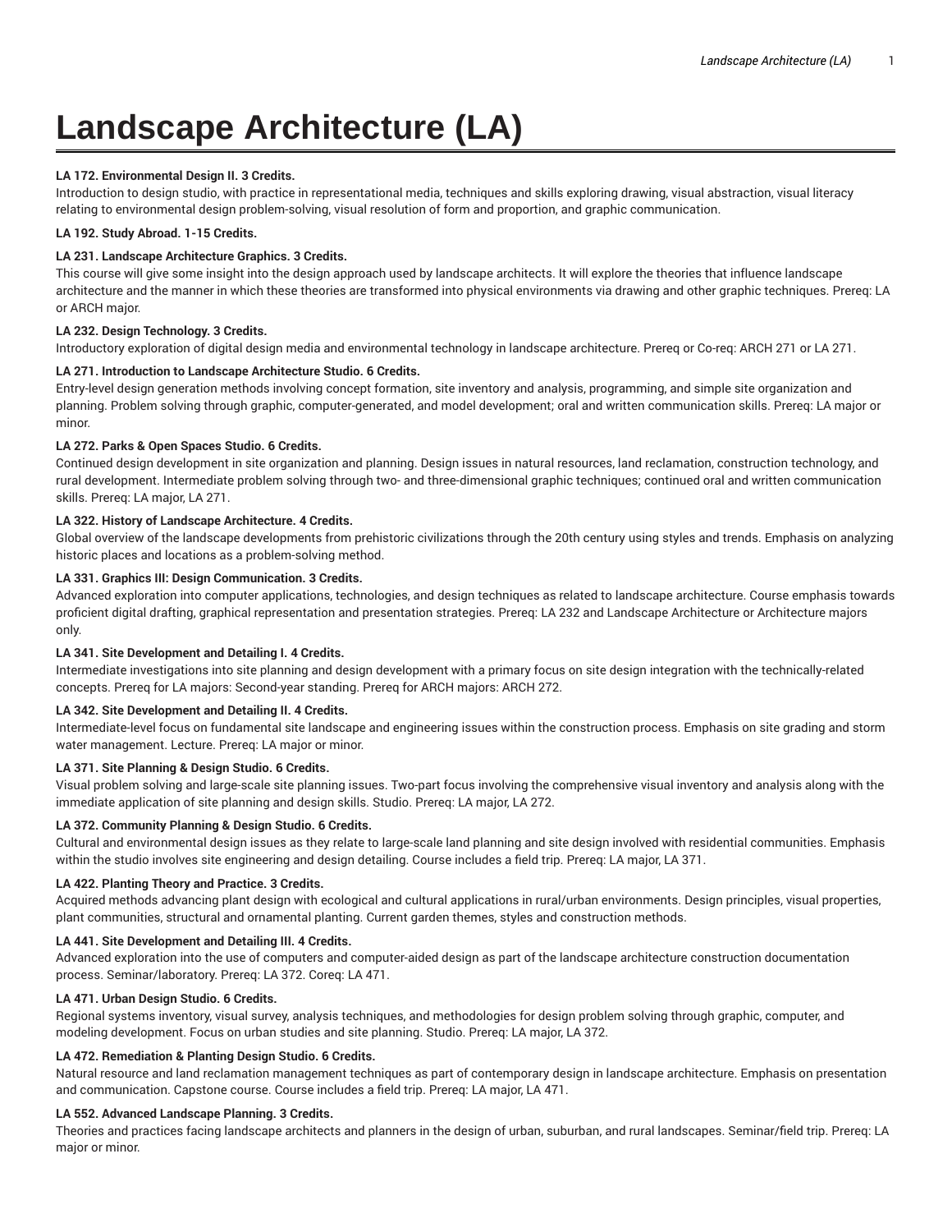# Landscape Architecture (LA)

**LA 172. Environmental Design II. 3 Credits.**
Introduction to design studio, with practice in representational media, techniques and skills exploring drawing, visual abstraction, visual literacy relating to environmental design problem-solving, visual resolution of form and proportion, and graphic communication.

**LA 192. Study Abroad. 1-15 Credits.**

**LA 231. Landscape Architecture Graphics. 3 Credits.**
This course will give some insight into the design approach used by landscape architects. It will explore the theories that influence landscape architecture and the manner in which these theories are transformed into physical environments via drawing and other graphic techniques. Prereq: LA or ARCH major.

**LA 232. Design Technology. 3 Credits.**
Introductory exploration of digital design media and environmental technology in landscape architecture. Prereq or Co-req: ARCH 271 or LA 271.

**LA 271. Introduction to Landscape Architecture Studio. 6 Credits.**
Entry-level design generation methods involving concept formation, site inventory and analysis, programming, and simple site organization and planning. Problem solving through graphic, computer-generated, and model development; oral and written communication skills. Prereq: LA major or minor.

**LA 272. Parks & Open Spaces Studio. 6 Credits.**
Continued design development in site organization and planning. Design issues in natural resources, land reclamation, construction technology, and rural development. Intermediate problem solving through two- and three-dimensional graphic techniques; continued oral and written communication skills. Prereq: LA major, LA 271.

**LA 322. History of Landscape Architecture. 4 Credits.**
Global overview of the landscape developments from prehistoric civilizations through the 20th century using styles and trends. Emphasis on analyzing historic places and locations as a problem-solving method.

**LA 331. Graphics III: Design Communication. 3 Credits.**
Advanced exploration into computer applications, technologies, and design techniques as related to landscape architecture. Course emphasis towards proficient digital drafting, graphical representation and presentation strategies. Prereq: LA 232 and Landscape Architecture or Architecture majors only.

**LA 341. Site Development and Detailing I. 4 Credits.**
Intermediate investigations into site planning and design development with a primary focus on site design integration with the technically-related concepts. Prereq for LA majors: Second-year standing. Prereq for ARCH majors: ARCH 272.

**LA 342. Site Development and Detailing II. 4 Credits.**
Intermediate-level focus on fundamental site landscape and engineering issues within the construction process. Emphasis on site grading and storm water management. Lecture. Prereq: LA major or minor.

**LA 371. Site Planning & Design Studio. 6 Credits.**
Visual problem solving and large-scale site planning issues. Two-part focus involving the comprehensive visual inventory and analysis along with the immediate application of site planning and design skills. Studio. Prereq: LA major, LA 272.

**LA 372. Community Planning & Design Studio. 6 Credits.**
Cultural and environmental design issues as they relate to large-scale land planning and site design involved with residential communities. Emphasis within the studio involves site engineering and design detailing. Course includes a field trip. Prereq: LA major, LA 371.

**LA 422. Planting Theory and Practice. 3 Credits.**
Acquired methods advancing plant design with ecological and cultural applications in rural/urban environments. Design principles, visual properties, plant communities, structural and ornamental planting. Current garden themes, styles and construction methods.

**LA 441. Site Development and Detailing III. 4 Credits.**
Advanced exploration into the use of computers and computer-aided design as part of the landscape architecture construction documentation process. Seminar/laboratory. Prereq: LA 372. Coreq: LA 471.

**LA 471. Urban Design Studio. 6 Credits.**
Regional systems inventory, visual survey, analysis techniques, and methodologies for design problem solving through graphic, computer, and modeling development. Focus on urban studies and site planning. Studio. Prereq: LA major, LA 372.

**LA 472. Remediation & Planting Design Studio. 6 Credits.**
Natural resource and land reclamation management techniques as part of contemporary design in landscape architecture. Emphasis on presentation and communication. Capstone course. Course includes a field trip. Prereq: LA major, LA 471.

**LA 552. Advanced Landscape Planning. 3 Credits.**
Theories and practices facing landscape architects and planners in the design of urban, suburban, and rural landscapes. Seminar/field trip. Prereq: LA major or minor.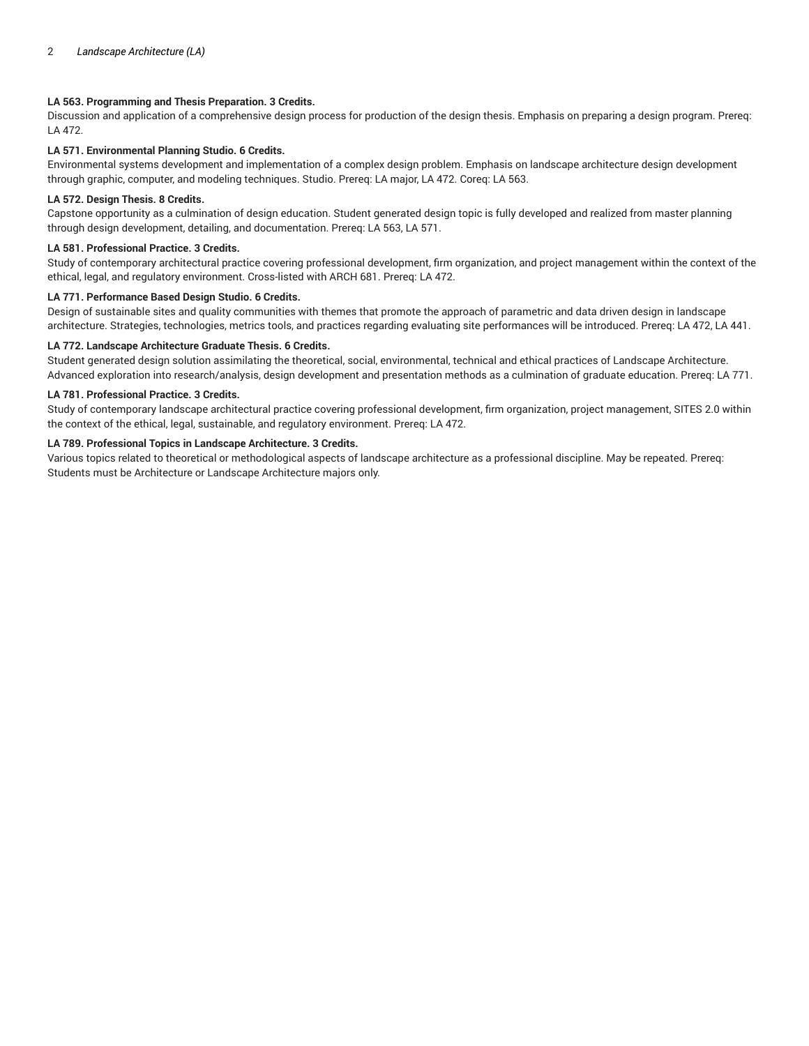**LA 563. Programming and Thesis Preparation. 3 Credits.**
Discussion and application of a comprehensive design process for production of the design thesis. Emphasis on preparing a design program. Prereq: LA 472.

**LA 571. Environmental Planning Studio. 6 Credits.**
Environmental systems development and implementation of a complex design problem. Emphasis on landscape architecture design development through graphic, computer, and modeling techniques. Studio. Prereq: LA major, LA 472. Coreq: LA 563.

**LA 572. Design Thesis. 8 Credits.**
Capstone opportunity as a culmination of design education. Student generated design topic is fully developed and realized from master planning through design development, detailing, and documentation. Prereq: LA 563, LA 571.

**LA 581. Professional Practice. 3 Credits.**
Study of contemporary architectural practice covering professional development, firm organization, and project management within the context of the ethical, legal, and regulatory environment. Cross-listed with ARCH 681. Prereq: LA 472.

**LA 771. Performance Based Design Studio. 6 Credits.**
Design of sustainable sites and quality communities with themes that promote the approach of parametric and data driven design in landscape architecture. Strategies, technologies, metrics tools, and practices regarding evaluating site performances will be introduced. Prereq: LA 472, LA 441.

**LA 772. Landscape Architecture Graduate Thesis. 6 Credits.**
Student generated design solution assimilating the theoretical, social, environmental, technical and ethical practices of Landscape Architecture. Advanced exploration into research/analysis, design development and presentation methods as a culmination of graduate education. Prereq: LA 771.

**LA 781. Professional Practice. 3 Credits.**
Study of contemporary landscape architectural practice covering professional development, firm organization, project management, SITES 2.0 within the context of the ethical, legal, sustainable, and regulatory environment. Prereq: LA 472.

**LA 789. Professional Topics in Landscape Architecture. 3 Credits.**
Various topics related to theoretical or methodological aspects of landscape architecture as a professional discipline. May be repeated. Prereq: Students must be Architecture or Landscape Architecture majors only.